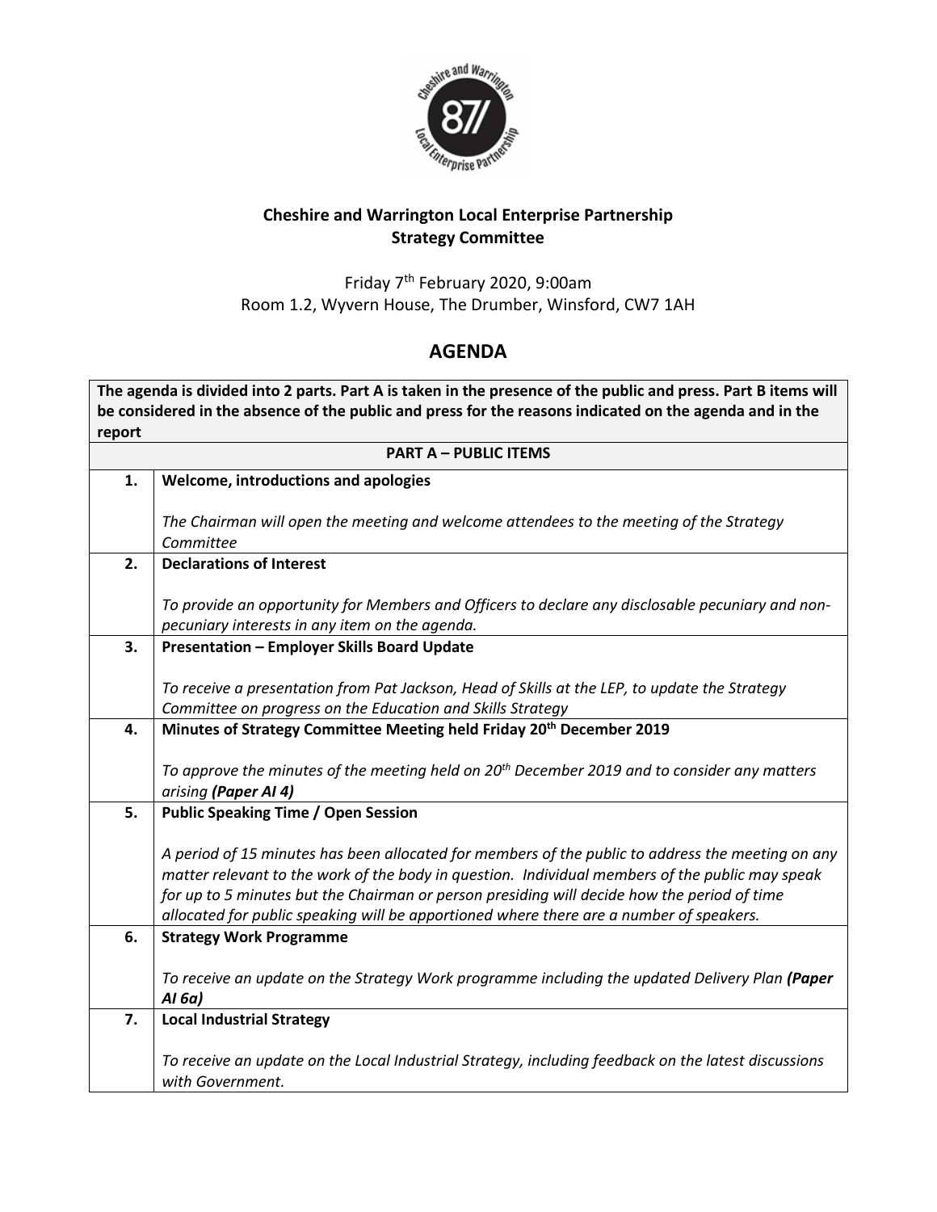**Cheshire and Warrington Local Enterprise Partnership**
**Strategy Committee**

Friday 7th February 2020, 9:00am
Room 1.2, Wyvern House, The Drumber, Winsford, CW7 1AH

## AGENDA

| **The agenda is divided into 2 parts. Part A is taken in the presence of the public and press. Part B items will be considered in the absence of the public and press for the reasons indicated on the agenda and in the report** | |
|---|---|
| **PART A – PUBLIC ITEMS** | |
| **1.** | **Welcome, introductions and apologies**<br><br>*The Chairman will open the meeting and welcome attendees to the meeting of the Strategy Committee* |
| **2.** | **Declarations of Interest**<br><br>*To provide an opportunity for Members and Officers to declare any disclosable pecuniary and non-pecuniary interests in any item on the agenda.* |
| **3.** | **Presentation – Employer Skills Board Update**<br><br>*To receive a presentation from Pat Jackson, Head of Skills at the LEP, to update the Strategy Committee on progress on the Education and Skills Strategy* |
| **4.** | **Minutes of Strategy Committee Meeting held Friday 20th December 2019**<br><br>*To approve the minutes of the meeting held on 20th December 2019 and to consider any matters arising* ***(Paper AI 4)*** |
| **5.** | **Public Speaking Time / Open Session**<br><br>*A period of 15 minutes has been allocated for members of the public to address the meeting on any matter relevant to the work of the body in question. Individual members of the public may speak for up to 5 minutes but the Chairman or person presiding will decide how the period of time allocated for public speaking will be apportioned where there are a number of speakers.* |
| **6.** | **Strategy Work Programme**<br><br>*To receive an update on the Strategy Work programme including the updated Delivery Plan* ***(Paper AI 6a)*** |
| **7.** | **Local Industrial Strategy**<br><br>*To receive an update on the Local Industrial Strategy, including feedback on the latest discussions with Government.* |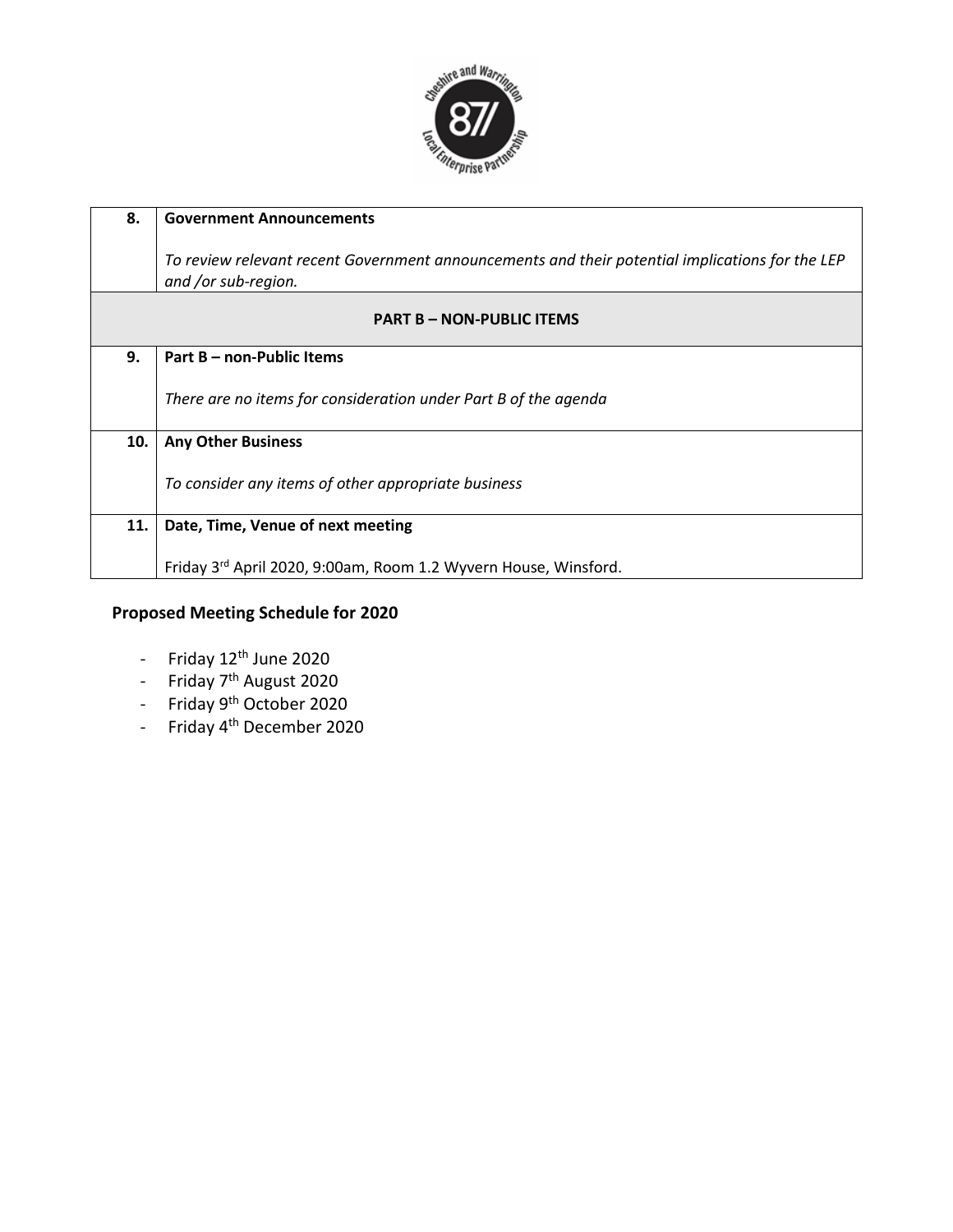| | |
|---|---|
| **8.** | **Government Announcements**<br><br>*To review relevant recent Government announcements and their potential implications for the LEP and /or sub-region.* |
| | **PART B – NON-PUBLIC ITEMS** |
| **9.** | **Part B – non-Public Items**<br><br>*There are no items for consideration under Part B of the agenda* |
| **10.** | **Any Other Business**<br><br>*To consider any items of other appropriate business* |
| **11.** | **Date, Time, Venue of next meeting**<br><br>Friday 3rd April 2020, 9:00am, Room 1.2 Wyvern House, Winsford. |

**Proposed Meeting Schedule for 2020**

- Friday 12th June 2020
- Friday 7th August 2020
- Friday 9th October 2020
- Friday 4th December 2020